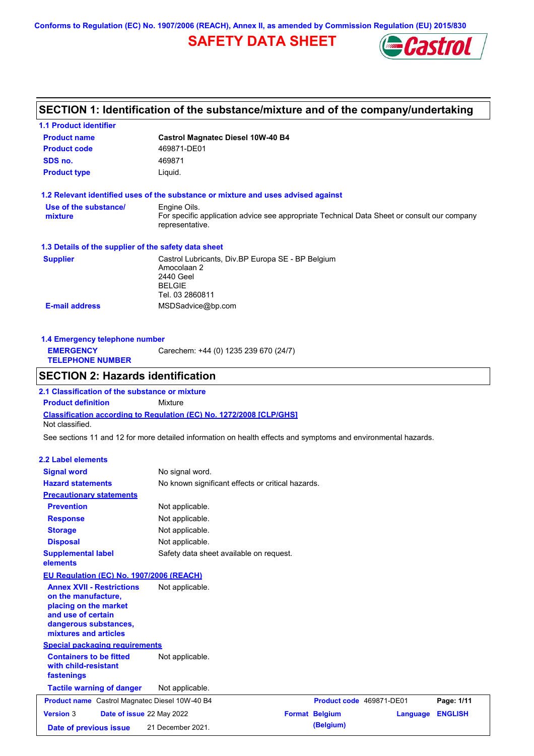Conforms to Regulation (EC) No. 1907/2006 (REACH), Annex II, as amended by Commission Regulation (EU) 2015/830

# SAFETY DATA SHEET

## SECTION 1: Identification of the substance/mixture and of the company/undertaking

### 1.1 Product identifier

| | |
|---|---|
| **Product name** | **Castrol Magnatec Diesel 10W-40 B4** |
| **Product code** | 469871-DE01 |
| **SDS no.** | 469871 |
| **Product type** | Liquid. |

### 1.2 Relevant identified uses of the substance or mixture and uses advised against

**Use of the substance/ mixture**: Engine Oils.
For specific application advice see appropriate Technical Data Sheet or consult our company representative.

### 1.3 Details of the supplier of the safety data sheet

**Supplier**: Castrol Lubricants, Div.BP Europa SE - BP Belgium
Amocolaan 2
2440 Geel
BELGIE
Tel. 03 2860811

**E-mail address**: MSDSadvice@bp.com

### 1.4 Emergency telephone number

**EMERGENCY TELEPHONE NUMBER**: Carechem: +44 (0) 1235 239 670 (24/7)

## SECTION 2: Hazards identification

### 2.1 Classification of the substance or mixture

**Product definition**: Mixture

**Classification according to Regulation (EC) No. 1272/2008 [CLP/GHS]**

Not classified.

See sections 11 and 12 for more detailed information on health effects and symptoms and environmental hazards.

### 2.2 Label elements

| | |
|---|---|
| **Signal word** | No signal word. |
| **Hazard statements** | No known significant effects or critical hazards. |

**Precautionary statements**

| | |
|---|---|
| **Prevention** | Not applicable. |
| **Response** | Not applicable. |
| **Storage** | Not applicable. |
| **Disposal** | Not applicable. |
| **Supplemental label elements** | Safety data sheet available on request. |

**EU Regulation (EC) No. 1907/2006 (REACH)**

| | |
|---|---|
| **Annex XVII - Restrictions on the manufacture, placing on the market and use of certain dangerous substances, mixtures and articles** | Not applicable. |

**Special packaging requirements**

| | |
|---|---|
| **Containers to be fitted with child-resistant fastenings** | Not applicable. |
| **Tactile warning of danger** | Not applicable. |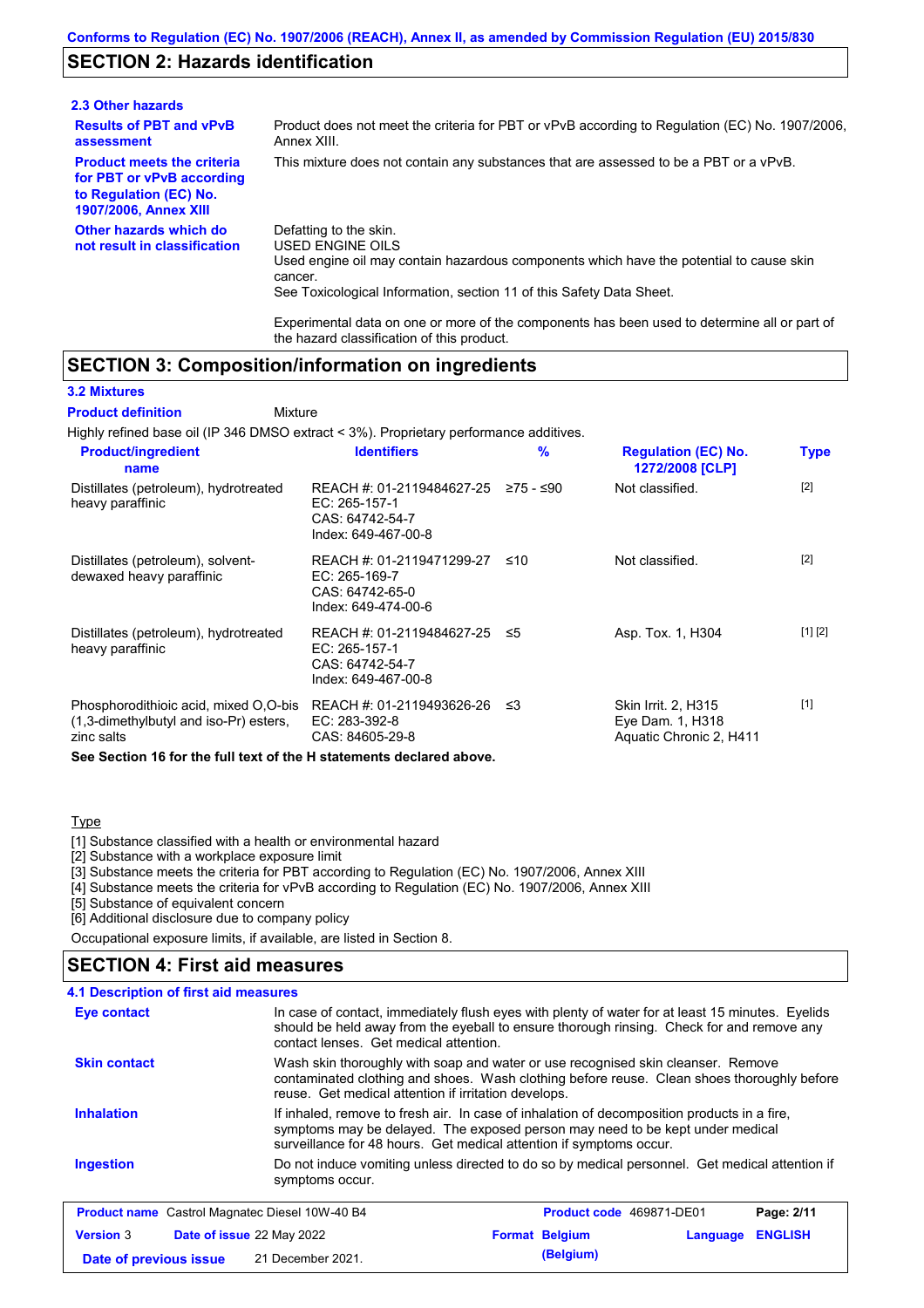## SECTION 2: Hazards identification

### 2.3 Other hazards

| | |
|---|---|
| **Results of PBT and vPvB assessment** | Product does not meet the criteria for PBT or vPvB according to Regulation (EC) No. 1907/2006, Annex XIII. |
| **Product meets the criteria for PBT or vPvB according to Regulation (EC) No. 1907/2006, Annex XIII** | This mixture does not contain any substances that are assessed to be a PBT or a vPvB. |
| **Other hazards which do not result in classification** | Defatting to the skin.<br>USED ENGINE OILS<br>Used engine oil may contain hazardous components which have the potential to cause skin cancer.<br>See Toxicological Information, section 11 of this Safety Data Sheet.<br><br>Experimental data on one or more of the components has been used to determine all or part of the hazard classification of this product. |

## SECTION 3: Composition/information on ingredients

### 3.2 Mixtures

**Product definition** Mixture

Highly refined base oil (IP 346 DMSO extract < 3%). Proprietary performance additives.

| Product/ingredient name | Identifiers | % | Regulation (EC) No. 1272/2008 [CLP] | Type |
|---|---|---|---|---|
| Distillates (petroleum), hydrotreated heavy paraffinic | REACH #: 01-2119484627-25<br>EC: 265-157-1<br>CAS: 64742-54-7<br>Index: 649-467-00-8 | ≥75 - ≤90 | Not classified. | [2] |
| Distillates (petroleum), solvent-dewaxed heavy paraffinic | REACH #: 01-2119471299-27<br>EC: 265-169-7<br>CAS: 64742-65-0<br>Index: 649-474-00-6 | ≤10 | Not classified. | [2] |
| Distillates (petroleum), hydrotreated heavy paraffinic | REACH #: 01-2119484627-25<br>EC: 265-157-1<br>CAS: 64742-54-7<br>Index: 649-467-00-8 | ≤5 | Asp. Tox. 1, H304 | [1] [2] |
| Phosphorodithioic acid, mixed O,O-bis (1,3-dimethylbutyl and iso-Pr) esters, zinc salts | REACH #: 01-2119493626-26<br>EC: 283-392-8<br>CAS: 84605-29-8 | ≤3 | Skin Irrit. 2, H315<br>Eye Dam. 1, H318<br>Aquatic Chronic 2, H411 | [1] |

**See Section 16 for the full text of the H statements declared above.**

Type

[1] Substance classified with a health or environmental hazard
[2] Substance with a workplace exposure limit
[3] Substance meets the criteria for PBT according to Regulation (EC) No. 1907/2006, Annex XIII
[4] Substance meets the criteria for vPvB according to Regulation (EC) No. 1907/2006, Annex XIII
[5] Substance of equivalent concern
[6] Additional disclosure due to company policy

Occupational exposure limits, if available, are listed in Section 8.

## SECTION 4: First aid measures

### 4.1 Description of first aid measures

| | |
|---|---|
| **Eye contact** | In case of contact, immediately flush eyes with plenty of water for at least 15 minutes. Eyelids should be held away from the eyeball to ensure thorough rinsing. Check for and remove any contact lenses. Get medical attention. |
| **Skin contact** | Wash skin thoroughly with soap and water or use recognised skin cleanser. Remove contaminated clothing and shoes. Wash clothing before reuse. Clean shoes thoroughly before reuse. Get medical attention if irritation develops. |
| **Inhalation** | If inhaled, remove to fresh air. In case of inhalation of decomposition products in a fire, symptoms may be delayed. The exposed person may need to be kept under medical surveillance for 48 hours. Get medical attention if symptoms occur. |
| **Ingestion** | Do not induce vomiting unless directed to do so by medical personnel. Get medical attention if symptoms occur. |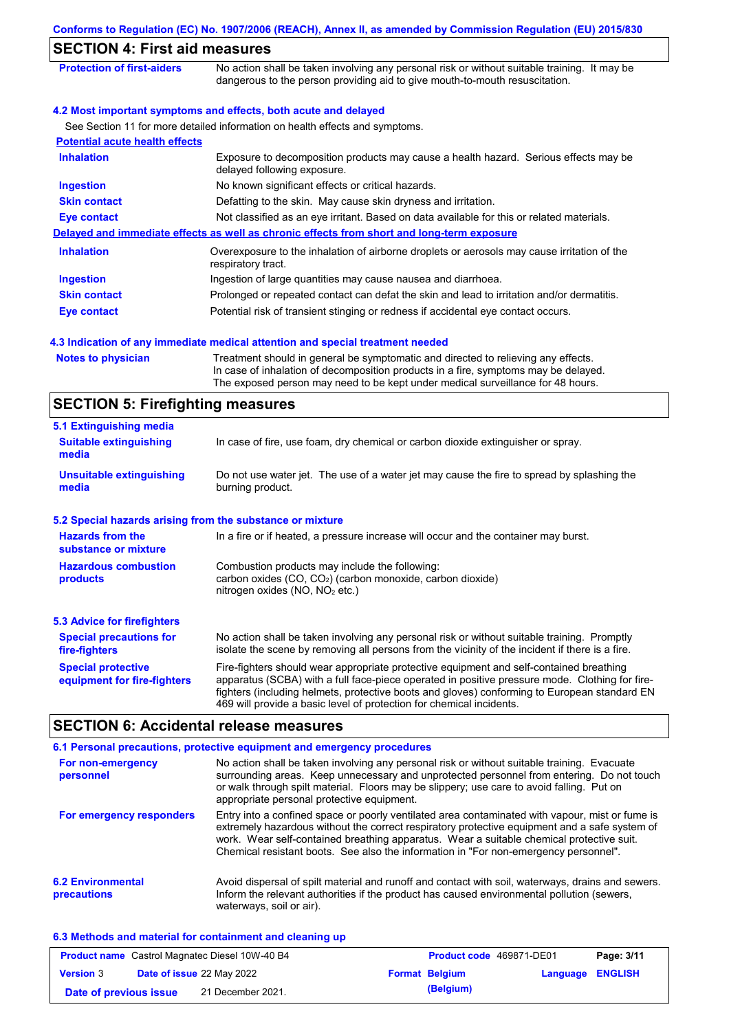## SECTION 4: First aid measures

| | |
|---|---|
| **Protection of first-aiders** | No action shall be taken involving any personal risk or without suitable training. It may be dangerous to the person providing aid to give mouth-to-mouth resuscitation. |

### 4.2 Most important symptoms and effects, both acute and delayed

See Section 11 for more detailed information on health effects and symptoms.

**Potential acute health effects**

| | |
|---|---|
| **Inhalation** | Exposure to decomposition products may cause a health hazard. Serious effects may be delayed following exposure. |
| **Ingestion** | No known significant effects or critical hazards. |
| **Skin contact** | Defatting to the skin. May cause skin dryness and irritation. |
| **Eye contact** | Not classified as an eye irritant. Based on data available for this or related materials. |

**Delayed and immediate effects as well as chronic effects from short and long-term exposure**

| | |
|---|---|
| **Inhalation** | Overexposure to the inhalation of airborne droplets or aerosols may cause irritation of the respiratory tract. |
| **Ingestion** | Ingestion of large quantities may cause nausea and diarrhoea. |
| **Skin contact** | Prolonged or repeated contact can defat the skin and lead to irritation and/or dermatitis. |
| **Eye contact** | Potential risk of transient stinging or redness if accidental eye contact occurs. |

### 4.3 Indication of any immediate medical attention and special treatment needed

| | |
|---|---|
| **Notes to physician** | Treatment should in general be symptomatic and directed to relieving any effects. In case of inhalation of decomposition products in a fire, symptoms may be delayed. The exposed person may need to be kept under medical surveillance for 48 hours. |

## SECTION 5: Firefighting measures

### 5.1 Extinguishing media

| | |
|---|---|
| **Suitable extinguishing media** | In case of fire, use foam, dry chemical or carbon dioxide extinguisher or spray. |
| **Unsuitable extinguishing media** | Do not use water jet. The use of a water jet may cause the fire to spread by splashing the burning product. |

### 5.2 Special hazards arising from the substance or mixture

| | |
|---|---|
| **Hazards from the substance or mixture** | In a fire or if heated, a pressure increase will occur and the container may burst. |
| **Hazardous combustion products** | Combustion products may include the following: carbon oxides (CO, $CO_2$) (carbon monoxide, carbon dioxide) nitrogen oxides (NO, $NO_2$ etc.) |

### 5.3 Advice for firefighters

| | |
|---|---|
| **Special precautions for fire-fighters** | No action shall be taken involving any personal risk or without suitable training. Promptly isolate the scene by removing all persons from the vicinity of the incident if there is a fire. |
| **Special protective equipment for fire-fighters** | Fire-fighters should wear appropriate protective equipment and self-contained breathing apparatus (SCBA) with a full face-piece operated in positive pressure mode. Clothing for fire-fighters (including helmets, protective boots and gloves) conforming to European standard EN 469 will provide a basic level of protection for chemical incidents. |

## SECTION 6: Accidental release measures

### 6.1 Personal precautions, protective equipment and emergency procedures

| | |
|---|---|
| **For non-emergency personnel** | No action shall be taken involving any personal risk or without suitable training. Evacuate surrounding areas. Keep unnecessary and unprotected personnel from entering. Do not touch or walk through spilt material. Floors may be slippery; use care to avoid falling. Put on appropriate personal protective equipment. |
| **For emergency responders** | Entry into a confined space or poorly ventilated area contaminated with vapour, mist or fume is extremely hazardous without the correct respiratory protective equipment and a safe system of work. Wear self-contained breathing apparatus. Wear a suitable chemical protective suit. Chemical resistant boots. See also the information in "For non-emergency personnel". |

| | |
|---|---|
| **6.2 Environmental precautions** | Avoid dispersal of spilt material and runoff and contact with soil, waterways, drains and sewers. Inform the relevant authorities if the product has caused environmental pollution (sewers, waterways, soil or air). |

### 6.3 Methods and material for containment and cleaning up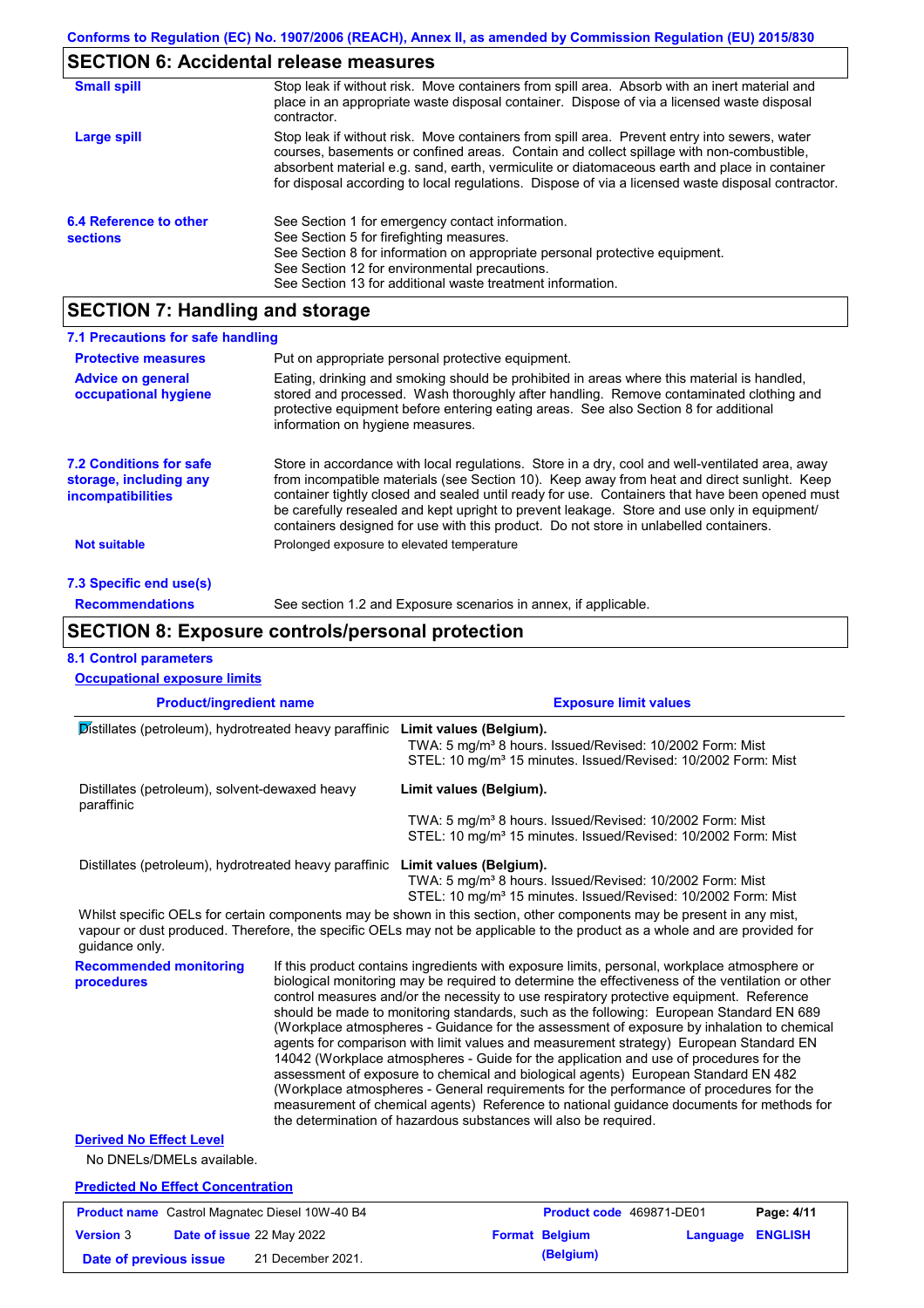## SECTION 6: Accidental release measures

| | |
|---|---|
| **Small spill** | Stop leak if without risk. Move containers from spill area. Absorb with an inert material and place in an appropriate waste disposal container. Dispose of via a licensed waste disposal contractor. |
| **Large spill** | Stop leak if without risk. Move containers from spill area. Prevent entry into sewers, water courses, basements or confined areas. Contain and collect spillage with non-combustible, absorbent material e.g. sand, earth, vermiculite or diatomaceous earth and place in container for disposal according to local regulations. Dispose of via a licensed waste disposal contractor. |

**6.4 Reference to other sections**

See Section 1 for emergency contact information.
See Section 5 for firefighting measures.
See Section 8 for information on appropriate personal protective equipment.
See Section 12 for environmental precautions.
See Section 13 for additional waste treatment information.

## SECTION 7: Handling and storage

### 7.1 Precautions for safe handling

| | |
|---|---|
| **Protective measures** | Put on appropriate personal protective equipment. |
| **Advice on general occupational hygiene** | Eating, drinking and smoking should be prohibited in areas where this material is handled, stored and processed. Wash thoroughly after handling. Remove contaminated clothing and protective equipment before entering eating areas. See also Section 8 for additional information on hygiene measures. |

**7.2 Conditions for safe storage, including any incompatibilities**

Store in accordance with local regulations. Store in a dry, cool and well-ventilated area, away from incompatible materials (see Section 10). Keep away from heat and direct sunlight. Keep container tightly closed and sealed until ready for use. Containers that have been opened must be carefully resealed and kept upright to prevent leakage. Store and use only in equipment/ containers designed for use with this product. Do not store in unlabelled containers.

**Not suitable**: Prolonged exposure to elevated temperature

### 7.3 Specific end use(s)

**Recommendations**: See section 1.2 and Exposure scenarios in annex, if applicable.

## SECTION 8: Exposure controls/personal protection

### 8.1 Control parameters

**Occupational exposure limits**

| Product/ingredient name | Exposure limit values |
|---|---|
| Distillates (petroleum), hydrotreated heavy paraffinic | **Limit values (Belgium).**<br>TWA: 5 mg/m³ 8 hours. Issued/Revised: 10/2002 Form: Mist<br>STEL: 10 mg/m³ 15 minutes. Issued/Revised: 10/2002 Form: Mist |
| Distillates (petroleum), solvent-dewaxed heavy paraffinic | **Limit values (Belgium).**<br>TWA: 5 mg/m³ 8 hours. Issued/Revised: 10/2002 Form: Mist<br>STEL: 10 mg/m³ 15 minutes. Issued/Revised: 10/2002 Form: Mist |
| Distillates (petroleum), hydrotreated heavy paraffinic | **Limit values (Belgium).**<br>TWA: 5 mg/m³ 8 hours. Issued/Revised: 10/2002 Form: Mist<br>STEL: 10 mg/m³ 15 minutes. Issued/Revised: 10/2002 Form: Mist |

Whilst specific OELs for certain components may be shown in this section, other components may be present in any mist, vapour or dust produced. Therefore, the specific OELs may not be applicable to the product as a whole and are provided for guidance only.

**Recommended monitoring procedures**

If this product contains ingredients with exposure limits, personal, workplace atmosphere or biological monitoring may be required to determine the effectiveness of the ventilation or other control measures and/or the necessity to use respiratory protective equipment. Reference should be made to monitoring standards, such as the following: European Standard EN 689 (Workplace atmospheres - Guidance for the assessment of exposure by inhalation to chemical agents for comparison with limit values and measurement strategy) European Standard EN 14042 (Workplace atmospheres - Guide for the application and use of procedures for the assessment of exposure to chemical and biological agents) European Standard EN 482 (Workplace atmospheres - General requirements for the performance of procedures for the measurement of chemical agents) Reference to national guidance documents for methods for the determination of hazardous substances will also be required.

**Derived No Effect Level**

No DNELs/DMELs available.

**Predicted No Effect Concentration**

| | | | |
|---|---|---|---|
| **Product name** Castrol Magnatec Diesel 10W-40 B4 | **Product code** 469871-DE01 | | |
| **Version** 3 **Date of issue** 22 May 2022 | **Format** Belgium (Belgium) | **Language** ENGLISH | |
| **Date of previous issue** 21 December 2021. | | | |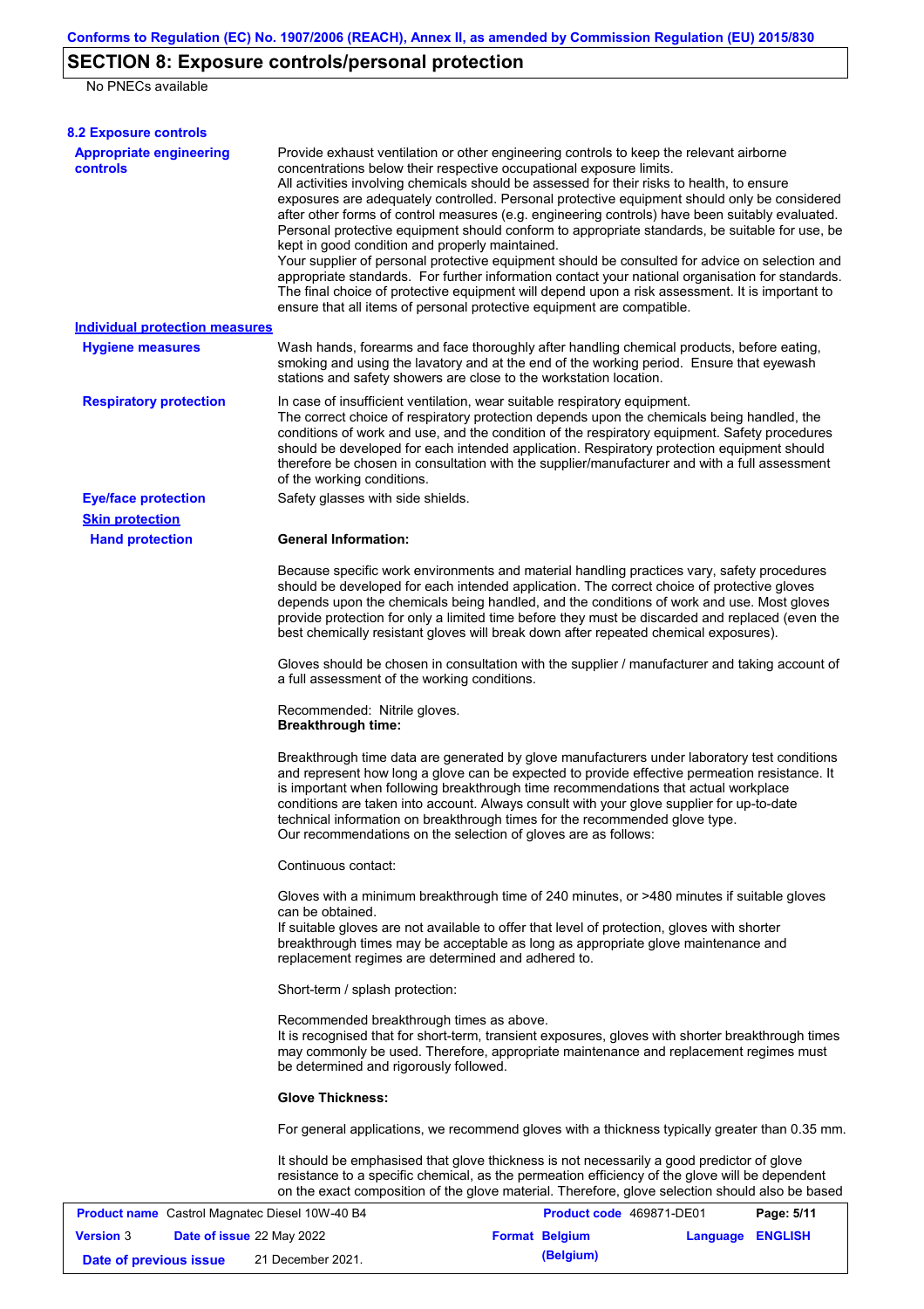## SECTION 8: Exposure controls/personal protection

No PNECs available

### 8.2 Exposure controls

**Appropriate engineering controls**

Provide exhaust ventilation or other engineering controls to keep the relevant airborne concentrations below their respective occupational exposure limits.
All activities involving chemicals should be assessed for their risks to health, to ensure exposures are adequately controlled. Personal protective equipment should only be considered after other forms of control measures (e.g. engineering controls) have been suitably evaluated. Personal protective equipment should conform to appropriate standards, be suitable for use, be kept in good condition and properly maintained.
Your supplier of personal protective equipment should be consulted for advice on selection and appropriate standards. For further information contact your national organisation for standards. The final choice of protective equipment will depend upon a risk assessment. It is important to ensure that all items of personal protective equipment are compatible.

**Individual protection measures**

**Hygiene measures**

Wash hands, forearms and face thoroughly after handling chemical products, before eating, smoking and using the lavatory and at the end of the working period. Ensure that eyewash stations and safety showers are close to the workstation location.

**Respiratory protection**

In case of insufficient ventilation, wear suitable respiratory equipment.
The correct choice of respiratory protection depends upon the chemicals being handled, the conditions of work and use, and the condition of the respiratory equipment. Safety procedures should be developed for each intended application. Respiratory protection equipment should therefore be chosen in consultation with the supplier/manufacturer and with a full assessment of the working conditions.

**Eye/face protection**

Safety glasses with side shields.

**Skin protection**

**Hand protection**

**General Information:**

Because specific work environments and material handling practices vary, safety procedures should be developed for each intended application. The correct choice of protective gloves depends upon the chemicals being handled, and the conditions of work and use. Most gloves provide protection for only a limited time before they must be discarded and replaced (even the best chemically resistant gloves will break down after repeated chemical exposures).

Gloves should be chosen in consultation with the supplier / manufacturer and taking account of a full assessment of the working conditions.

Recommended: Nitrile gloves.
**Breakthrough time:**

Breakthrough time data are generated by glove manufacturers under laboratory test conditions and represent how long a glove can be expected to provide effective permeation resistance. It is important when following breakthrough time recommendations that actual workplace conditions are taken into account. Always consult with your glove supplier for up-to-date technical information on breakthrough times for the recommended glove type.
Our recommendations on the selection of gloves are as follows:

Continuous contact:

Gloves with a minimum breakthrough time of 240 minutes, or >480 minutes if suitable gloves can be obtained.
If suitable gloves are not available to offer that level of protection, gloves with shorter breakthrough times may be acceptable as long as appropriate glove maintenance and replacement regimes are determined and adhered to.

Short-term / splash protection:

Recommended breakthrough times as above.
It is recognised that for short-term, transient exposures, gloves with shorter breakthrough times may commonly be used. Therefore, appropriate maintenance and replacement regimes must be determined and rigorously followed.

**Glove Thickness:**

For general applications, we recommend gloves with a thickness typically greater than 0.35 mm.

It should be emphasised that glove thickness is not necessarily a good predictor of glove resistance to a specific chemical, as the permeation efficiency of the glove will be dependent on the exact composition of the glove material. Therefore, glove selection should also be based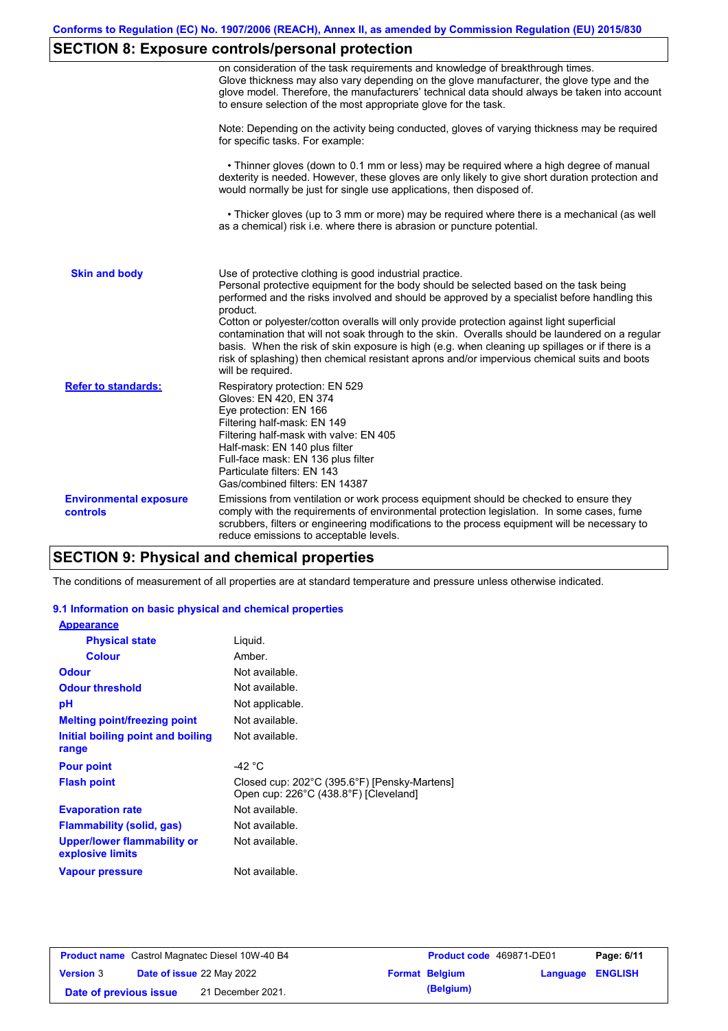## SECTION 8: Exposure controls/personal protection

on consideration of the task requirements and knowledge of breakthrough times. Glove thickness may also vary depending on the glove manufacturer, the glove type and the glove model. Therefore, the manufacturers' technical data should always be taken into account to ensure selection of the most appropriate glove for the task.

Note: Depending on the activity being conducted, gloves of varying thickness may be required for specific tasks. For example:

• Thinner gloves (down to 0.1 mm or less) may be required where a high degree of manual dexterity is needed. However, these gloves are only likely to give short duration protection and would normally be just for single use applications, then disposed of.

• Thicker gloves (up to 3 mm or more) may be required where there is a mechanical (as well as a chemical) risk i.e. where there is abrasion or puncture potential.

**Skin and body**

Use of protective clothing is good industrial practice.
Personal protective equipment for the body should be selected based on the task being performed and the risks involved and should be approved by a specialist before handling this product.
Cotton or polyester/cotton overalls will only provide protection against light superficial contamination that will not soak through to the skin. Overalls should be laundered on a regular basis. When the risk of skin exposure is high (e.g. when cleaning up spillages or if there is a risk of splashing) then chemical resistant aprons and/or impervious chemical suits and boots will be required.

**Refer to standards:**

Respiratory protection: EN 529
Gloves: EN 420, EN 374
Eye protection: EN 166
Filtering half-mask: EN 149
Filtering half-mask with valve: EN 405
Half-mask: EN 140 plus filter
Full-face mask: EN 136 plus filter
Particulate filters: EN 143
Gas/combined filters: EN 14387

**Environmental exposure controls**

Emissions from ventilation or work process equipment should be checked to ensure they comply with the requirements of environmental protection legislation. In some cases, fume scrubbers, filters or engineering modifications to the process equipment will be necessary to reduce emissions to acceptable levels.

## SECTION 9: Physical and chemical properties

The conditions of measurement of all properties are at standard temperature and pressure unless otherwise indicated.

### 9.1 Information on basic physical and chemical properties

| Property | Value |
|---|---|
| **Appearance** | |
| Physical state | Liquid. |
| Colour | Amber. |
| Odour | Not available. |
| Odour threshold | Not available. |
| pH | Not applicable. |
| Melting point/freezing point | Not available. |
| Initial boiling point and boiling range | Not available. |
| Pour point | -42 °C |
| Flash point | Closed cup: 202°C (395.6°F) [Pensky-Martens]<br>Open cup: 226°C (438.8°F) [Cleveland] |
| Evaporation rate | Not available. |
| Flammability (solid, gas) | Not available. |
| Upper/lower flammability or explosive limits | Not available. |
| Vapour pressure | Not available. |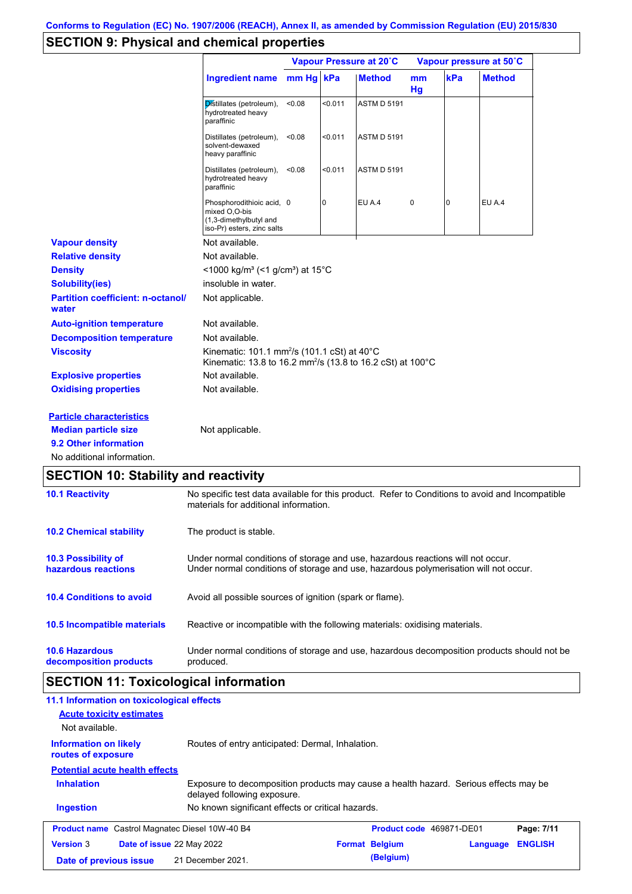Conforms to Regulation (EC) No. 1907/2006 (REACH), Annex II, as amended by Commission Regulation (EU) 2015/830

## SECTION 9: Physical and chemical properties

| | Vapour Pressure at 20˚C | | | Vapour pressure at 50˚C | | |
|---|---|---|---|---|---|---|
| Ingredient name | mm Hg | kPa | Method | mm Hg | kPa | Method |
| Distillates (petroleum), hydrotreated heavy paraffinic | <0.08 | <0.011 | ASTM D 5191 | | | |
| Distillates (petroleum), solvent-dewaxed heavy paraffinic | <0.08 | <0.011 | ASTM D 5191 | | | |
| Distillates (petroleum), hydrotreated heavy paraffinic | <0.08 | <0.011 | ASTM D 5191 | | | |
| Phosphorodithioic acid, mixed O,O-bis (1,3-dimethylbutyl and iso-Pr) esters, zinc salts | 0 | 0 | EU A.4 | 0 | 0 | EU A.4 |

**Vapour density**: Not available.

**Relative density**: Not available.

**Density**: <1000 kg/m³ (<1 g/cm³) at 15°C

**Solubility(ies)**: insoluble in water.

**Partition coefficient: n-octanol/water**: Not applicable.

**Auto-ignition temperature**: Not available.

**Decomposition temperature**: Not available.

**Viscosity**: Kinematic: 101.1 mm²/s (101.1 cSt) at 40°C
Kinematic: 13.8 to 16.2 mm²/s (13.8 to 16.2 cSt) at 100°C

**Explosive properties**: Not available.

**Oxidising properties**: Not available.

**Particle characteristics**

**Median particle size**: Not applicable.

**9.2 Other information**

No additional information.

## SECTION 10: Stability and reactivity

**10.1 Reactivity**: No specific test data available for this product. Refer to Conditions to avoid and Incompatible materials for additional information.

**10.2 Chemical stability**: The product is stable.

**10.3 Possibility of hazardous reactions**: Under normal conditions of storage and use, hazardous reactions will not occur.
Under normal conditions of storage and use, hazardous polymerisation will not occur.

**10.4 Conditions to avoid**: Avoid all possible sources of ignition (spark or flame).

**10.5 Incompatible materials**: Reactive or incompatible with the following materials: oxidising materials.

**10.6 Hazardous decomposition products**: Under normal conditions of storage and use, hazardous decomposition products should not be produced.

## SECTION 11: Toxicological information

**11.1 Information on toxicological effects**

**Acute toxicity estimates**

Not available.

**Information on likely routes of exposure**: Routes of entry anticipated: Dermal, Inhalation.

**Potential acute health effects**

**Inhalation**: Exposure to decomposition products may cause a health hazard. Serious effects may be delayed following exposure.

**Ingestion**: No known significant effects or critical hazards.

| Product name Castrol Magnatec Diesel 10W-40 B4 | | Product code 469871-DE01 | Page: 7/11 |
|---|---|---|---|
| Version 3 | Date of issue 22 May 2022 | Format Belgium (Belgium) | Language ENGLISH |
| Date of previous issue | 21 December 2021. | | |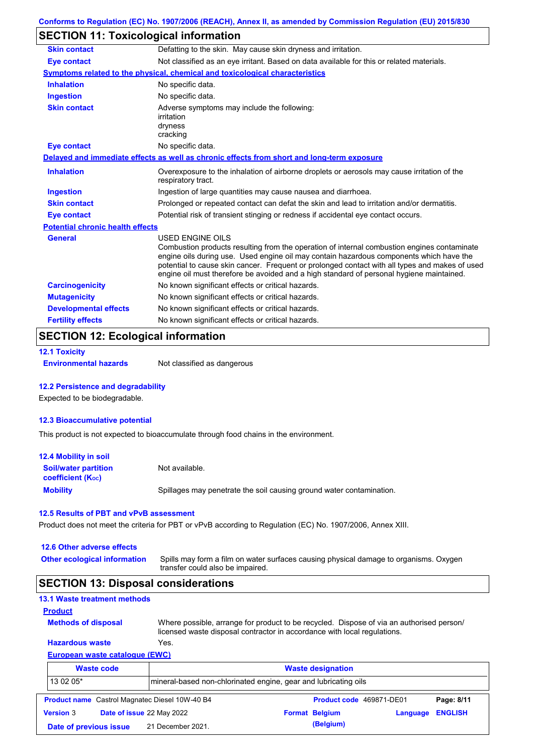## SECTION 11: Toxicological information

| | |
|---|---|
| **Skin contact** | Defatting to the skin. May cause skin dryness and irritation. |
| **Eye contact** | Not classified as an eye irritant. Based on data available for this or related materials. |

**Symptoms related to the physical, chemical and toxicological characteristics**

| | |
|---|---|
| **Inhalation** | No specific data. |
| **Ingestion** | No specific data. |
| **Skin contact** | Adverse symptoms may include the following: irritation dryness cracking |
| **Eye contact** | No specific data. |

**Delayed and immediate effects as well as chronic effects from short and long-term exposure**

| | |
|---|---|
| **Inhalation** | Overexposure to the inhalation of airborne droplets or aerosols may cause irritation of the respiratory tract. |
| **Ingestion** | Ingestion of large quantities may cause nausea and diarrhoea. |
| **Skin contact** | Prolonged or repeated contact can defat the skin and lead to irritation and/or dermatitis. |
| **Eye contact** | Potential risk of transient stinging or redness if accidental eye contact occurs. |

**Potential chronic health effects**

| | |
|---|---|
| **General** | USED ENGINE OILS<br>Combustion products resulting from the operation of internal combustion engines contaminate engine oils during use. Used engine oil may contain hazardous components which have the potential to cause skin cancer. Frequent or prolonged contact with all types and makes of used engine oil must therefore be avoided and a high standard of personal hygiene maintained. |
| **Carcinogenicity** | No known significant effects or critical hazards. |
| **Mutagenicity** | No known significant effects or critical hazards. |
| **Developmental effects** | No known significant effects or critical hazards. |
| **Fertility effects** | No known significant effects or critical hazards. |

## SECTION 12: Ecological information

### 12.1 Toxicity

| | |
|---|---|
| **Environmental hazards** | Not classified as dangerous |

### 12.2 Persistence and degradability

Expected to be biodegradable.

### 12.3 Bioaccumulative potential

This product is not expected to bioaccumulate through food chains in the environment.

### 12.4 Mobility in soil

| | |
|---|---|
| **Soil/water partition coefficient ($K_{OC}$)** | Not available. |
| **Mobility** | Spillages may penetrate the soil causing ground water contamination. |

### 12.5 Results of PBT and vPvB assessment

Product does not meet the criteria for PBT or vPvB according to Regulation (EC) No. 1907/2006, Annex XIII.

### 12.6 Other adverse effects

| | |
|---|---|
| **Other ecological information** | Spills may form a film on water surfaces causing physical damage to organisms. Oxygen transfer could also be impaired. |

## SECTION 13: Disposal considerations

### 13.1 Waste treatment methods

**Product**

| | |
|---|---|
| **Methods of disposal** | Where possible, arrange for product to be recycled. Dispose of via an authorised person/ licensed waste disposal contractor in accordance with local regulations. |
| **Hazardous waste** | Yes. |

**European waste catalogue (EWC)**

| Waste code | Waste designation |
|---|---|
| 13 02 05* | mineral-based non-chlorinated engine, gear and lubricating oils |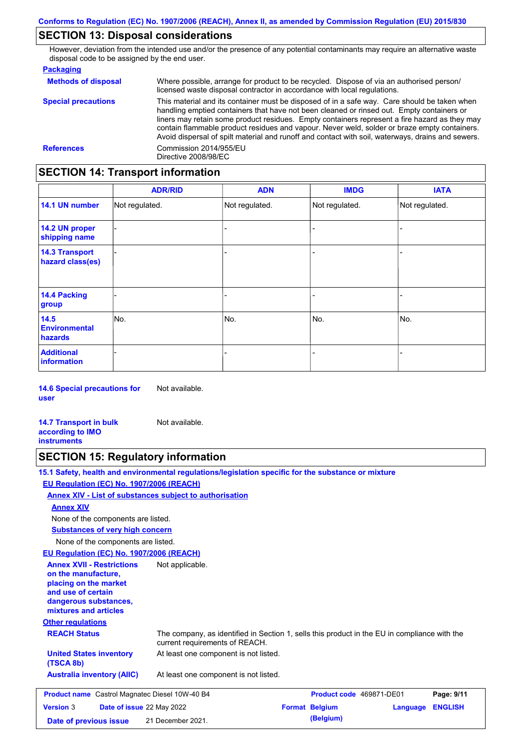## SECTION 13: Disposal considerations

However, deviation from the intended use and/or the presence of any potential contaminants may require an alternative waste disposal code to be assigned by the end user.

**Packaging**

**Methods of disposal**: Where possible, arrange for product to be recycled. Dispose of via an authorised person/ licensed waste disposal contractor in accordance with local regulations.

**Special precautions**: This material and its container must be disposed of in a safe way. Care should be taken when handling emptied containers that have not been cleaned or rinsed out. Empty containers or liners may retain some product residues. Empty containers represent a fire hazard as they may contain flammable product residues and vapour. Never weld, solder or braze empty containers. Avoid dispersal of spilt material and runoff and contact with soil, waterways, drains and sewers.

**References**: Commission 2014/955/EU
Directive 2008/98/EC

## SECTION 14: Transport information

| | ADR/RID | ADN | IMDG | IATA |
|---|---|---|---|---|
| **14.1 UN number** | Not regulated. | Not regulated. | Not regulated. | Not regulated. |
| **14.2 UN proper shipping name** | - | - | - | - |
| **14.3 Transport hazard class(es)** | - | - | - | - |
| **14.4 Packing group** | - | - | - | - |
| **14.5 Environmental hazards** | No. | No. | No. | No. |
| **Additional information** | - | - | - | - |

**14.6 Special precautions for user**: Not available.

**14.7 Transport in bulk according to IMO instruments**: Not available.

## SECTION 15: Regulatory information

**15.1 Safety, health and environmental regulations/legislation specific for the substance or mixture**

**EU Regulation (EC) No. 1907/2006 (REACH)**

**Annex XIV - List of substances subject to authorisation**

**Annex XIV**

None of the components are listed.

**Substances of very high concern**

None of the components are listed.

**EU Regulation (EC) No. 1907/2006 (REACH)**

**Annex XVII - Restrictions on the manufacture, placing on the market and use of certain dangerous substances, mixtures and articles**: Not applicable.

**Other regulations**

**REACH Status**: The company, as identified in Section 1, sells this product in the EU in compliance with the current requirements of REACH.

**United States inventory (TSCA 8b)**: At least one component is not listed.

**Australia inventory (AIIC)**: At least one component is not listed.

| **Product name** Castrol Magnatec Diesel 10W-40 B4 | **Product code** 469871-DE01 | |
|---|---|---|
| **Version** 3 **Date of issue** 22 May 2022 | **Format** Belgium (Belgium) | **Language** ENGLISH |
| **Date of previous issue** 21 December 2021. | | |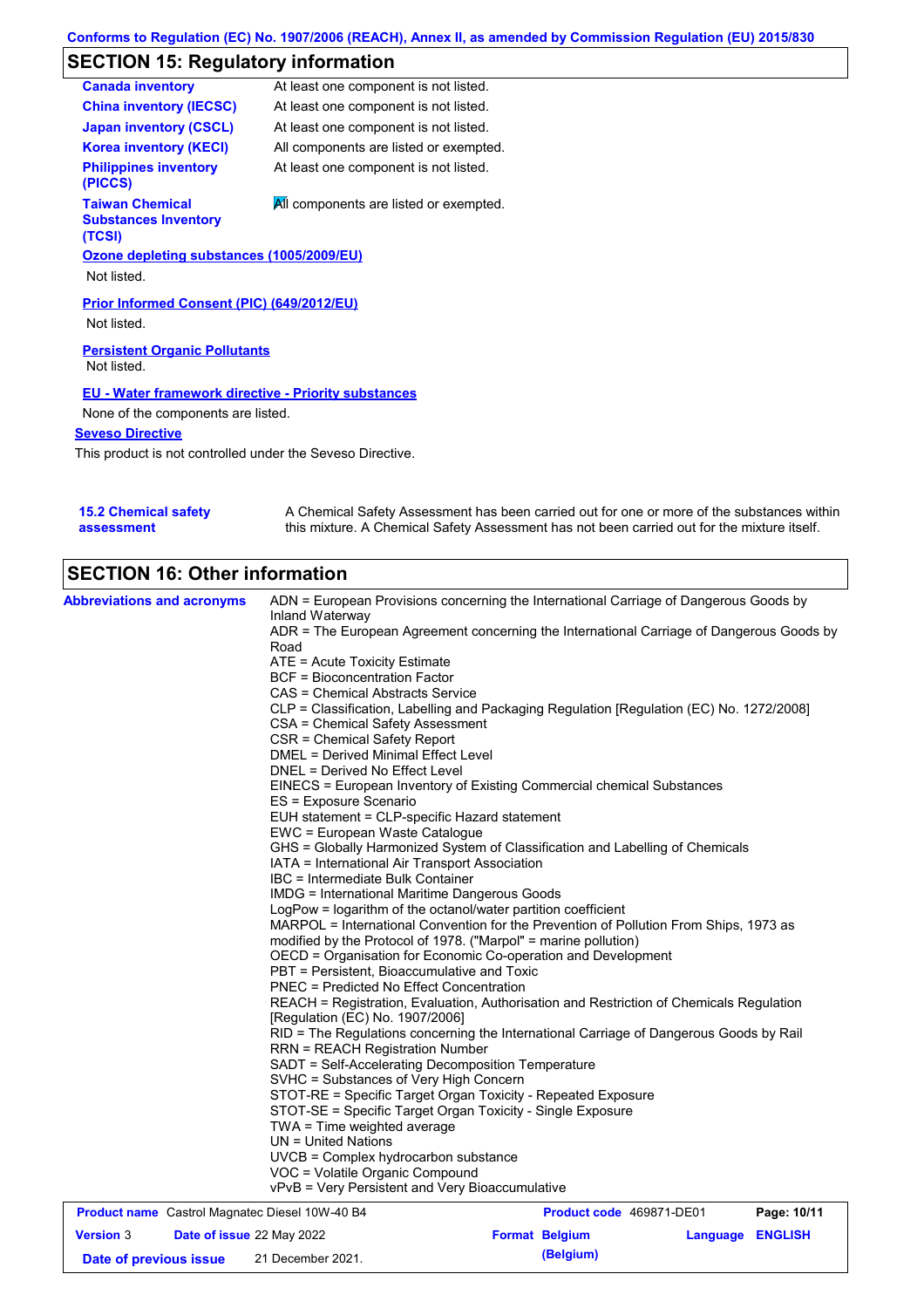Conforms to Regulation (EC) No. 1907/2006 (REACH), Annex II, as amended by Commission Regulation (EU) 2015/830

## SECTION 15: Regulatory information

| | |
|---|---|
| **Canada inventory** | At least one component is not listed. |
| **China inventory (IECSC)** | At least one component is not listed. |
| **Japan inventory (CSCL)** | At least one component is not listed. |
| **Korea inventory (KECI)** | All components are listed or exempted. |
| **Philippines inventory (PICCS)** | At least one component is not listed. |
| **Taiwan Chemical Substances Inventory (TCSI)** | All components are listed or exempted. |

**Ozone depleting substances (1005/2009/EU)**

Not listed.

**Prior Informed Consent (PIC) (649/2012/EU)**

Not listed.

**Persistent Organic Pollutants**

Not listed.

**EU - Water framework directive - Priority substances**

None of the components are listed.

**Seveso Directive**

This product is not controlled under the Seveso Directive.

**15.2 Chemical safety assessment**

A Chemical Safety Assessment has been carried out for one or more of the substances within this mixture. A Chemical Safety Assessment has not been carried out for the mixture itself.

## SECTION 16: Other information

**Abbreviations and acronyms**

ADN = European Provisions concerning the International Carriage of Dangerous Goods by Inland Waterway
ADR = The European Agreement concerning the International Carriage of Dangerous Goods by Road
ATE = Acute Toxicity Estimate
BCF = Bioconcentration Factor
CAS = Chemical Abstracts Service
CLP = Classification, Labelling and Packaging Regulation [Regulation (EC) No. 1272/2008]
CSA = Chemical Safety Assessment
CSR = Chemical Safety Report
DMEL = Derived Minimal Effect Level
DNEL = Derived No Effect Level
EINECS = European Inventory of Existing Commercial chemical Substances
ES = Exposure Scenario
EUH statement = CLP-specific Hazard statement
EWC = European Waste Catalogue
GHS = Globally Harmonized System of Classification and Labelling of Chemicals
IATA = International Air Transport Association
IBC = Intermediate Bulk Container
IMDG = International Maritime Dangerous Goods
LogPow = logarithm of the octanol/water partition coefficient
MARPOL = International Convention for the Prevention of Pollution From Ships, 1973 as modified by the Protocol of 1978. ("Marpol" = marine pollution)
OECD = Organisation for Economic Co-operation and Development
PBT = Persistent, Bioaccumulative and Toxic
PNEC = Predicted No Effect Concentration
REACH = Registration, Evaluation, Authorisation and Restriction of Chemicals Regulation [Regulation (EC) No. 1907/2006]
RID = The Regulations concerning the International Carriage of Dangerous Goods by Rail
RRN = REACH Registration Number
SADT = Self-Accelerating Decomposition Temperature
SVHC = Substances of Very High Concern
STOT-RE = Specific Target Organ Toxicity - Repeated Exposure
STOT-SE = Specific Target Organ Toxicity - Single Exposure
TWA = Time weighted average
UN = United Nations
UVCB = Complex hydrocarbon substance
VOC = Volatile Organic Compound
vPvB = Very Persistent and Very Bioaccumulative

| | | | |
|---|---|---|---|
| **Product name** Castrol Magnatec Diesel 10W-40 B4 | | **Product code** 469871-DE01 | |
| **Version** 3 | **Date of issue** 22 May 2022 | **Format** Belgium (Belgium) | **Language** ENGLISH |
| **Date of previous issue** | 21 December 2021. | | |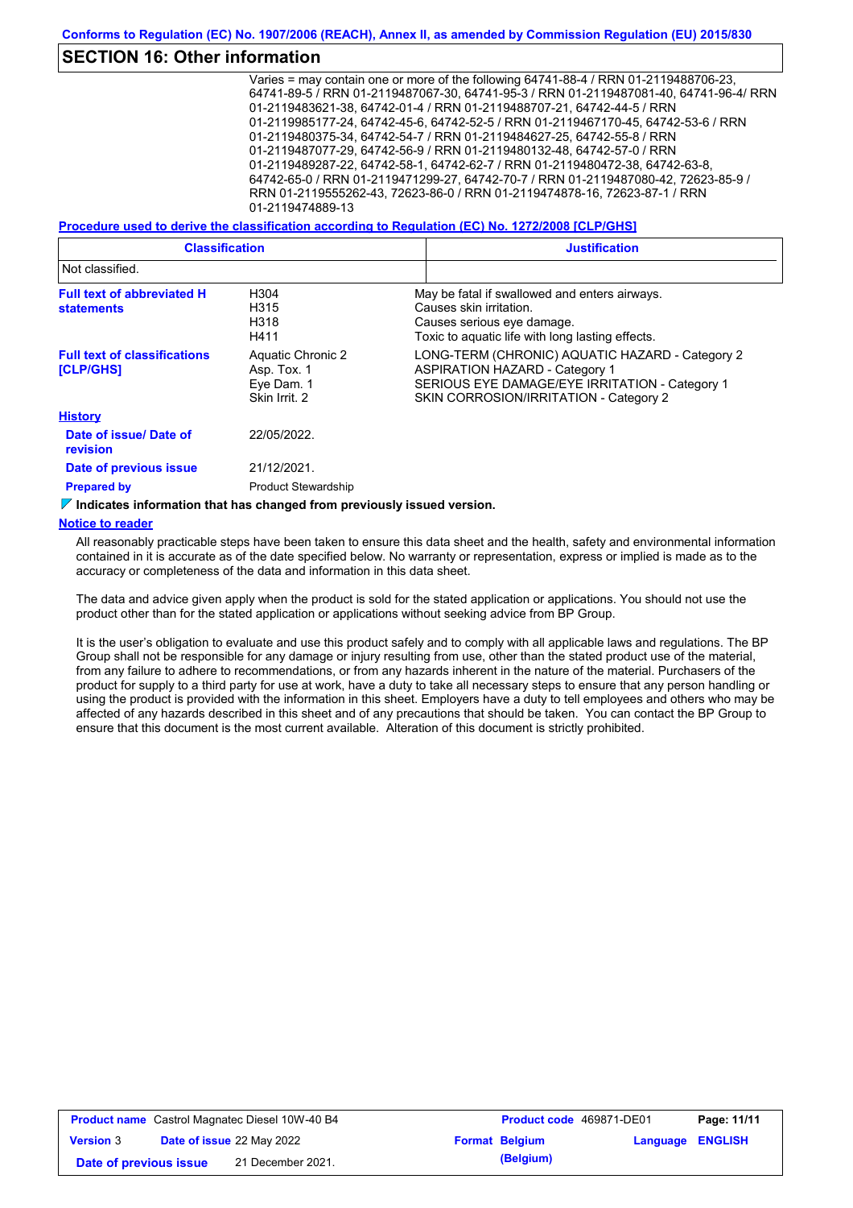## SECTION 16: Other information

Varies = may contain one or more of the following 64741-88-4 / RRN 01-2119488706-23, 64741-89-5 / RRN 01-2119487067-30, 64741-95-3 / RRN 01-2119487081-40, 64741-96-4/ RRN 01-2119483621-38, 64742-01-4 / RRN 01-2119488707-21, 64742-44-5 / RRN 01-2119985177-24, 64742-45-6, 64742-52-5 / RRN 01-2119467170-45, 64742-53-6 / RRN 01-2119480375-34, 64742-54-7 / RRN 01-2119484627-25, 64742-55-8 / RRN 01-2119487077-29, 64742-56-9 / RRN 01-2119480132-48, 64742-57-0 / RRN 01-2119489287-22, 64742-58-1, 64742-62-7 / RRN 01-2119480472-38, 64742-63-8, 64742-65-0 / RRN 01-2119471299-27, 64742-70-7 / RRN 01-2119487080-42, 72623-85-9 / RRN 01-2119555262-43, 72623-86-0 / RRN 01-2119474878-16, 72623-87-1 / RRN 01-2119474889-13

**Procedure used to derive the classification according to Regulation (EC) No. 1272/2008 [CLP/GHS]**

| Classification | Justification |
|---|---|
| Not classified. | |

**Full text of abbreviated H statements**

| | | |
|---|---|---|
| H304 | May be fatal if swallowed and enters airways. |
| H315 | Causes skin irritation. |
| H318 | Causes serious eye damage. |
| H411 | Toxic to aquatic life with long lasting effects. |

**Full text of classifications [CLP/GHS]**

| | |
|---|---|
| Aquatic Chronic 2 | LONG-TERM (CHRONIC) AQUATIC HAZARD - Category 2 |
| Asp. Tox. 1 | ASPIRATION HAZARD - Category 1 |
| Eye Dam. 1 | SERIOUS EYE DAMAGE/EYE IRRITATION - Category 1 |
| Skin Irrit. 2 | SKIN CORROSION/IRRITATION - Category 2 |

**History**

**Date of issue/ Date of revision** 22/05/2022.

**Date of previous issue** 21/12/2021.

**Prepared by** Product Stewardship

**Indicates information that has changed from previously issued version.**

**Notice to reader**

All reasonably practicable steps have been taken to ensure this data sheet and the health, safety and environmental information contained in it is accurate as of the date specified below. No warranty or representation, express or implied is made as to the accuracy or completeness of the data and information in this data sheet.

The data and advice given apply when the product is sold for the stated application or applications. You should not use the product other than for the stated application or applications without seeking advice from BP Group.

It is the user's obligation to evaluate and use this product safely and to comply with all applicable laws and regulations. The BP Group shall not be responsible for any damage or injury resulting from use, other than the stated product use of the material, from any failure to adhere to recommendations, or from any hazards inherent in the nature of the material. Purchasers of the product for supply to a third party for use at work, have a duty to take all necessary steps to ensure that any person handling or using the product is provided with the information in this sheet. Employers have a duty to tell employees and others who may be affected of any hazards described in this sheet and of any precautions that should be taken. You can contact the BP Group to ensure that this document is the most current available. Alteration of this document is strictly prohibited.